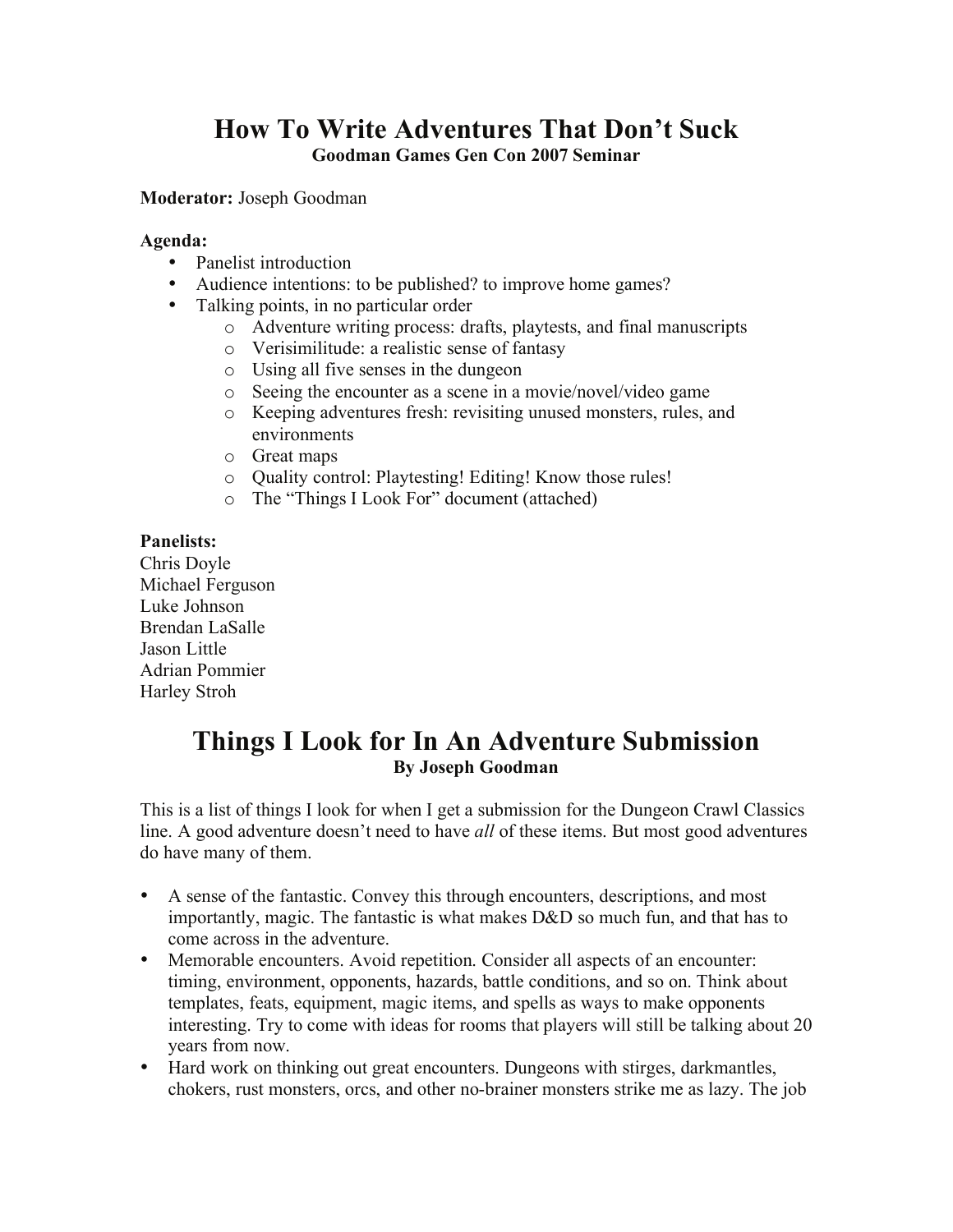# How To Write Adventures That Don't Suck

**Goodman Games Gen Con 2007 Seminar**

**Moderator:** Joseph Goodman

**Agenda:**

- Panelist introduction
- Audience intentions: to be published? to improve home games?
- Talking points, in no particular order
  - Adventure writing process: drafts, playtests, and final manuscripts
  - Verisimilitude: a realistic sense of fantasy
  - Using all five senses in the dungeon
  - Seeing the encounter as a scene in a movie/novel/video game
  - Keeping adventures fresh: revisiting unused monsters, rules, and environments
  - Great maps
  - Quality control: Playtesting! Editing! Know those rules!
  - The "Things I Look For" document (attached)

**Panelists:**
Chris Doyle
Michael Ferguson
Luke Johnson
Brendan LaSalle
Jason Little
Adrian Pommier
Harley Stroh

# Things I Look for In An Adventure Submission

**By Joseph Goodman**

This is a list of things I look for when I get a submission for the Dungeon Crawl Classics line. A good adventure doesn't need to have *all* of these items. But most good adventures do have many of them.

- A sense of the fantastic. Convey this through encounters, descriptions, and most importantly, magic. The fantastic is what makes D&D so much fun, and that has to come across in the adventure.
- Memorable encounters. Avoid repetition. Consider all aspects of an encounter: timing, environment, opponents, hazards, battle conditions, and so on. Think about templates, feats, equipment, magic items, and spells as ways to make opponents interesting. Try to come with ideas for rooms that players will still be talking about 20 years from now.
- Hard work on thinking out great encounters. Dungeons with stirges, darkmantles, chokers, rust monsters, orcs, and other no-brainer monsters strike me as lazy. The job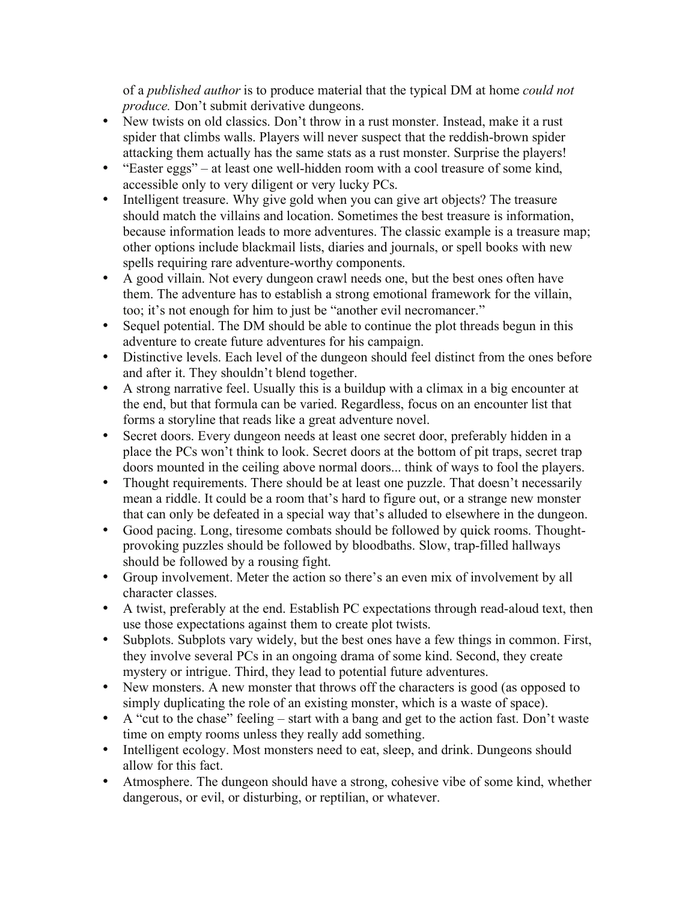of a *published author* is to produce material that the typical DM at home *could not produce.* Don't submit derivative dungeons.

- New twists on old classics. Don't throw in a rust monster. Instead, make it a rust spider that climbs walls. Players will never suspect that the reddish-brown spider attacking them actually has the same stats as a rust monster. Surprise the players!
- "Easter eggs" – at least one well-hidden room with a cool treasure of some kind, accessible only to very diligent or very lucky PCs.
- Intelligent treasure. Why give gold when you can give art objects? The treasure should match the villains and location. Sometimes the best treasure is information, because information leads to more adventures. The classic example is a treasure map; other options include blackmail lists, diaries and journals, or spell books with new spells requiring rare adventure-worthy components.
- A good villain. Not every dungeon crawl needs one, but the best ones often have them. The adventure has to establish a strong emotional framework for the villain, too; it's not enough for him to just be "another evil necromancer."
- Sequel potential. The DM should be able to continue the plot threads begun in this adventure to create future adventures for his campaign.
- Distinctive levels. Each level of the dungeon should feel distinct from the ones before and after it. They shouldn't blend together.
- A strong narrative feel. Usually this is a buildup with a climax in a big encounter at the end, but that formula can be varied. Regardless, focus on an encounter list that forms a storyline that reads like a great adventure novel.
- Secret doors. Every dungeon needs at least one secret door, preferably hidden in a place the PCs won't think to look. Secret doors at the bottom of pit traps, secret trap doors mounted in the ceiling above normal doors... think of ways to fool the players.
- Thought requirements. There should be at least one puzzle. That doesn't necessarily mean a riddle. It could be a room that's hard to figure out, or a strange new monster that can only be defeated in a special way that's alluded to elsewhere in the dungeon.
- Good pacing. Long, tiresome combats should be followed by quick rooms. Thought-provoking puzzles should be followed by bloodbaths. Slow, trap-filled hallways should be followed by a rousing fight.
- Group involvement. Meter the action so there's an even mix of involvement by all character classes.
- A twist, preferably at the end. Establish PC expectations through read-aloud text, then use those expectations against them to create plot twists.
- Subplots. Subplots vary widely, but the best ones have a few things in common. First, they involve several PCs in an ongoing drama of some kind. Second, they create mystery or intrigue. Third, they lead to potential future adventures.
- New monsters. A new monster that throws off the characters is good (as opposed to simply duplicating the role of an existing monster, which is a waste of space).
- A "cut to the chase" feeling – start with a bang and get to the action fast. Don't waste time on empty rooms unless they really add something.
- Intelligent ecology. Most monsters need to eat, sleep, and drink. Dungeons should allow for this fact.
- Atmosphere. The dungeon should have a strong, cohesive vibe of some kind, whether dangerous, or evil, or disturbing, or reptilian, or whatever.